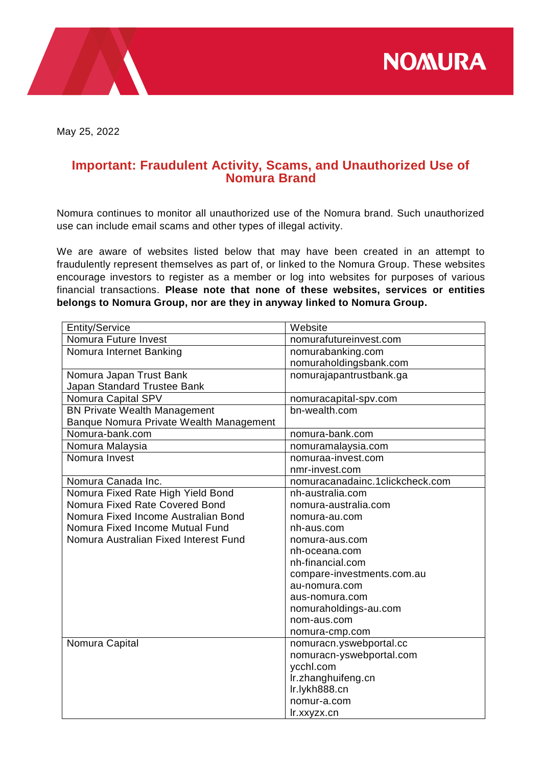May 25, 2022

## Important: Fraudulent Activity, Scams, and Unauthorized Use of Nomura Brand

Nomura continues to monitor all unauthorized use of the Nomura brand. Such unauthorized use can include email scams and other types of illegal activity.

We are aware of websites listed below that may have been created in an attempt to fraudulently represent themselves as part of, or linked to the Nomura Group. These websites encourage investors to register as a member or log into websites for purposes of various financial transactions. **Please note that none of these websites, services or entities belongs to Nomura Group, nor are they in anyway linked to Nomura Group.**

| Entity/Service | Website |
|---|---|
| Nomura Future Invest | nomurafutureinvest.com |
| Nomura Internet Banking | nomurabanking.com<br>nomuraholdingsbank.com |
| Nomura Japan Trust Bank<br>Japan Standard Trustee Bank | nomurajapantrustbank.ga |
| Nomura Capital SPV | nomuracapital-spv.com |
| BN Private Wealth Management<br>Banque Nomura Private Wealth Management | bn-wealth.com |
| Nomura-bank.com | nomura-bank.com |
| Nomura Malaysia | nomuramalaysia.com |
| Nomura Invest | nomuraa-invest.com<br>nmr-invest.com |
| Nomura Canada Inc. | nomuracanadainc.1clickcheck.com |
| Nomura Fixed Rate High Yield Bond<br>Nomura Fixed Rate Covered Bond<br>Nomura Fixed Income Australian Bond<br>Nomura Fixed Income Mutual Fund<br>Nomura Australian Fixed Interest Fund | nh-australia.com<br>nomura-australia.com<br>nomura-au.com<br>nh-aus.com<br>nomura-aus.com<br>nh-oceana.com<br>nh-financial.com<br>compare-investments.com.au<br>au-nomura.com<br>aus-nomura.com<br>nomuraholdings-au.com<br>nom-aus.com<br>nomura-cmp.com |
| Nomura Capital | nomuracn.yswebportal.cc<br>nomuracn-yswebportal.com<br>ycchl.com<br>lr.zhanghuifeng.cn<br>lr.lykh888.cn<br>nomur-a.com<br>lr.xxyzx.cn |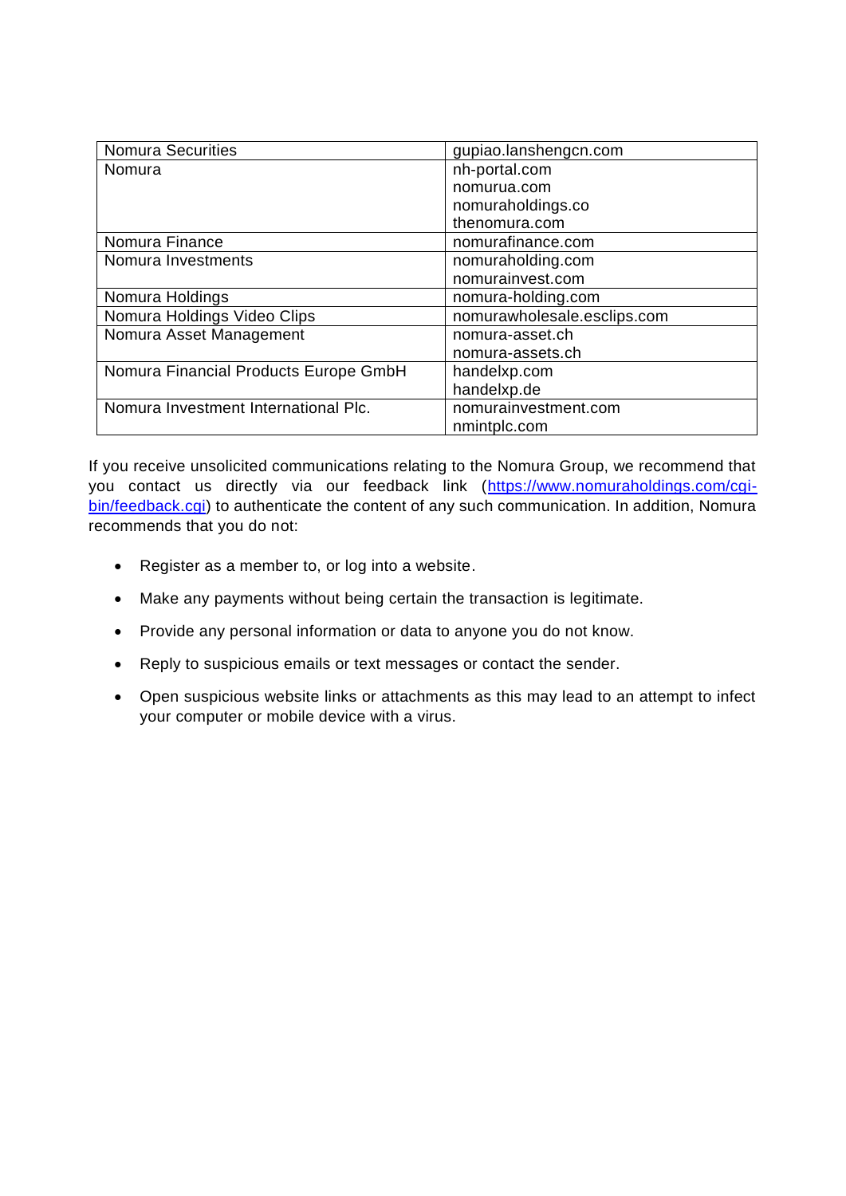| | |
|---|---|
| Nomura Securities | gupiao.lanshengcn.com |
| Nomura | nh-portal.com<br>nomurua.com<br>nomuraholdings.co<br>thenomura.com |
| Nomura Finance | nomurafinance.com |
| Nomura Investments | nomuraholding.com<br>nomurainvest.com |
| Nomura Holdings | nomura-holding.com |
| Nomura Holdings Video Clips | nomurawholesale.esclips.com |
| Nomura Asset Management | nomura-asset.ch<br>nomura-assets.ch |
| Nomura Financial Products Europe GmbH | handelxp.com<br>handelxp.de |
| Nomura Investment International Plc. | nomurainvestment.com<br>nmintplc.com |

If you receive unsolicited communications relating to the Nomura Group, we recommend that you contact us directly via our feedback link ([https://www.nomuraholdings.com/cgi-bin/feedback.cgi](https://www.nomuraholdings.com/cgi-bin/feedback.cgi)) to authenticate the content of any such communication. In addition, Nomura recommends that you do not:

- Register as a member to, or log into a website.
- Make any payments without being certain the transaction is legitimate.
- Provide any personal information or data to anyone you do not know.
- Reply to suspicious emails or text messages or contact the sender.
- Open suspicious website links or attachments as this may lead to an attempt to infect your computer or mobile device with a virus.